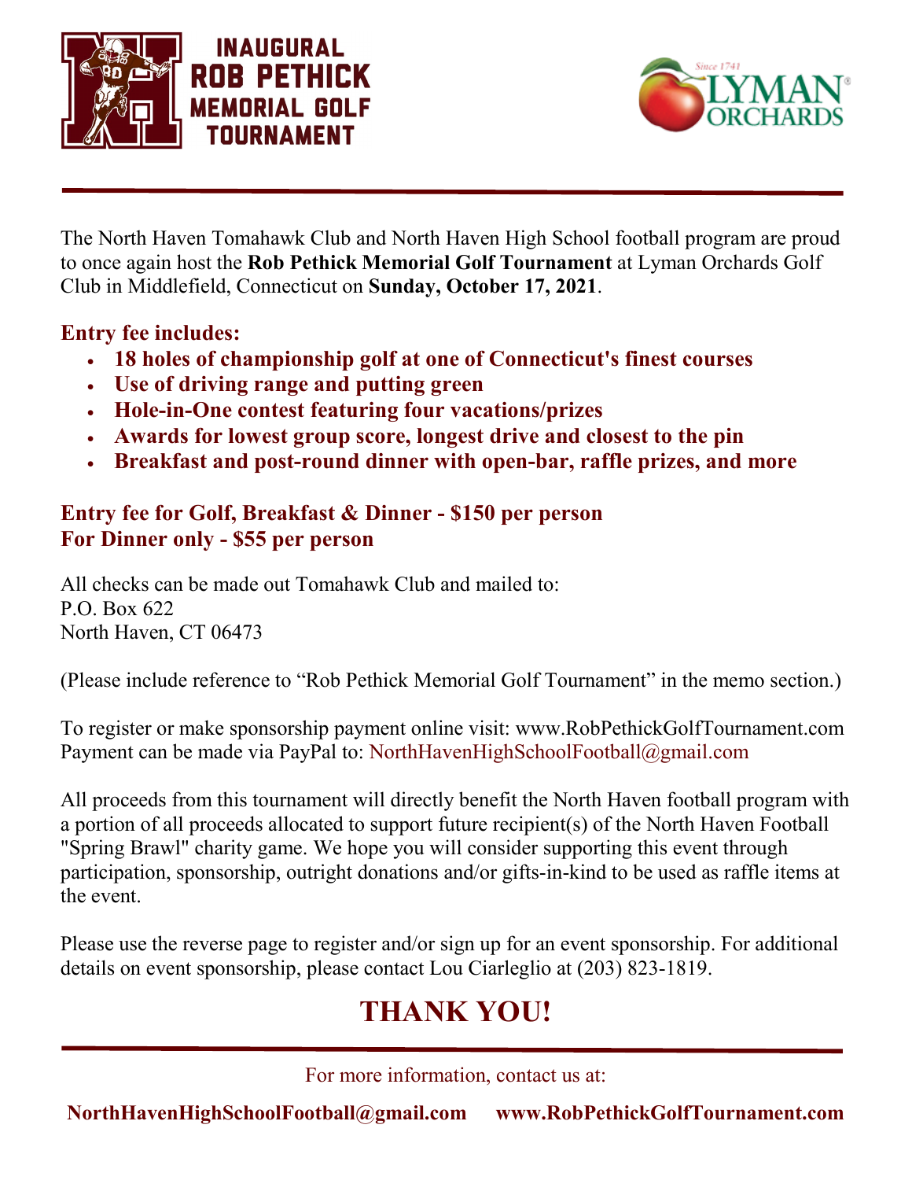# INAUGURAL ROB PETHICK MEMORIAL GOLF TOURNAMENT

LYMAN ORCHARDS Since 1741

The North Haven Tomahawk Club and North Haven High School football program are proud to once again host the **Rob Pethick Memorial Golf Tournament** at Lyman Orchards Golf Club in Middlefield, Connecticut on **Sunday, October 17, 2021**.

**Entry fee includes:**

- **18 holes of championship golf at one of Connecticut's finest courses**
- **Use of driving range and putting green**
- **Hole-in-One contest featuring four vacations/prizes**
- **Awards for lowest group score, longest drive and closest to the pin**
- **Breakfast and post-round dinner with open-bar, raffle prizes, and more**

**Entry fee for Golf, Breakfast & Dinner - $150 per person**
**For Dinner only - $55 per person**

All checks can be made out Tomahawk Club and mailed to:
P.O. Box 622
North Haven, CT 06473

(Please include reference to "Rob Pethick Memorial Golf Tournament" in the memo section.)

To register or make sponsorship payment online visit: www.RobPethickGolfTournament.com
Payment can be made via PayPal to: NorthHavenHighSchoolFootball@gmail.com

All proceeds from this tournament will directly benefit the North Haven football program with a portion of all proceeds allocated to support future recipient(s) of the North Haven Football "Spring Brawl" charity game. We hope you will consider supporting this event through participation, sponsorship, outright donations and/or gifts-in-kind to be used as raffle items at the event.

Please use the reverse page to register and/or sign up for an event sponsorship. For additional details on event sponsorship, please contact Lou Ciarleglio at (203) 823-1819.

## THANK YOU!

For more information, contact us at:

**NorthHavenHighSchoolFootball@gmail.com** **www.RobPethickGolfTournament.com**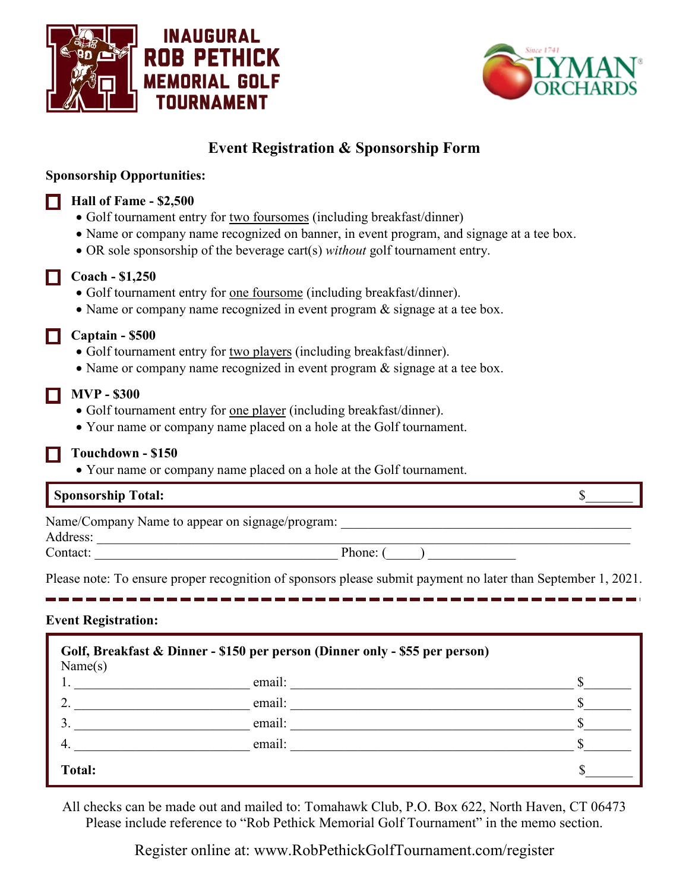# INAUGURAL ROB PETHICK MEMORIAL GOLF TOURNAMENT

Since 1741 LYMAN ORCHARDS

## Event Registration & Sponsorship Form

**Sponsorship Opportunities:**

☐ **Hall of Fame - $2,500**
- Golf tournament entry for two foursomes (including breakfast/dinner)
- Name or company name recognized on banner, in event program, and signage at a tee box.
- OR sole sponsorship of the beverage cart(s) *without* golf tournament entry.

☐ **Coach - $1,250**
- Golf tournament entry for one foursome (including breakfast/dinner).
- Name or company name recognized in event program & signage at a tee box.

☐ **Captain - $500**
- Golf tournament entry for two players (including breakfast/dinner).
- Name or company name recognized in event program & signage at a tee box.

☐ **MVP - $300**
- Golf tournament entry for one player (including breakfast/dinner).
- Your name or company name placed on a hole at the Golf tournament.

☐ **Touchdown - $150**
- Your name or company name placed on a hole at the Golf tournament.

**Sponsorship Total:** $_______

Name/Company Name to appear on signage/program: ____________________________

Address: ____________________________

Contact: ____________________________ Phone: (_____) ____________

Please note: To ensure proper recognition of sponsors please submit payment no later than September 1, 2021.

---

**Event Registration:**

**Golf, Breakfast & Dinner - $150 per person (Dinner only - $55 per person)**

Name(s)

1. ____________________ email: ____________________ $_______
2. ____________________ email: ____________________ $_______
3. ____________________ email: ____________________ $_______
4. ____________________ email: ____________________ $_______

**Total:** $_______

All checks can be made out and mailed to: Tomahawk Club, P.O. Box 622, North Haven, CT 06473
Please include reference to "Rob Pethick Memorial Golf Tournament" in the memo section.

Register online at: www.RobPethickGolfTournament.com/register